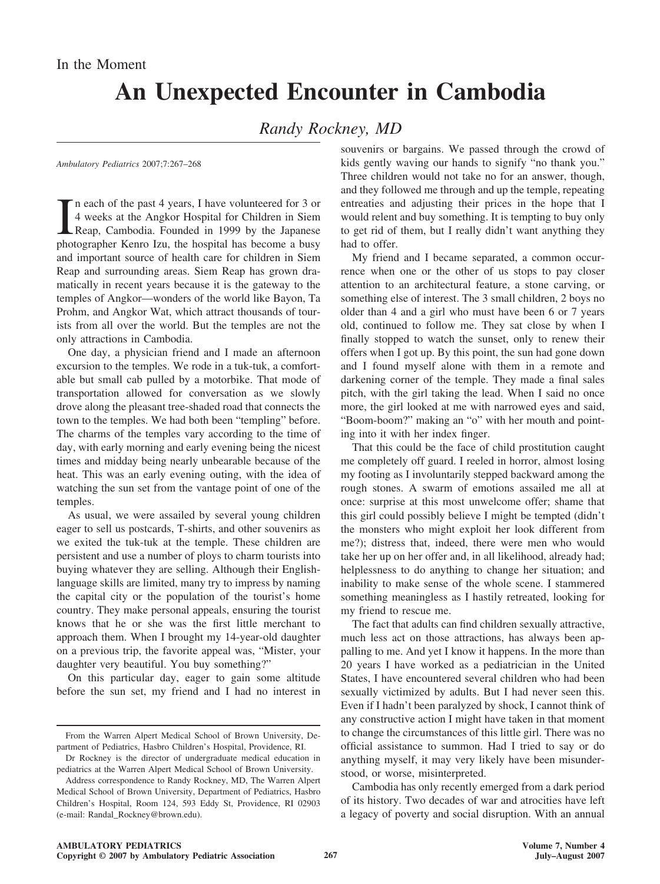In the Moment

# An Unexpected Encounter in Cambodia

*Randy Rockney, MD*

*Ambulatory Pediatrics* 2007;7:267–268

In each of the past 4 years, I have volunteered for 3 or 4 weeks at the Angkor Hospital for Children in Siem Reap, Cambodia. Founded in 1999 by the Japanese photographer Kenro Izu, the hospital has become a busy and important source of health care for children in Siem Reap and surrounding areas. Siem Reap has grown dramatically in recent years because it is the gateway to the temples of Angkor—wonders of the world like Bayon, Ta Prohm, and Angkor Wat, which attract thousands of tourists from all over the world. But the temples are not the only attractions in Cambodia.

One day, a physician friend and I made an afternoon excursion to the temples. We rode in a tuk-tuk, a comfortable but small cab pulled by a motorbike. That mode of transportation allowed for conversation as we slowly drove along the pleasant tree-shaded road that connects the town to the temples. We had both been "templing" before. The charms of the temples vary according to the time of day, with early morning and early evening being the nicest times and midday being nearly unbearable because of the heat. This was an early evening outing, with the idea of watching the sun set from the vantage point of one of the temples.

As usual, we were assailed by several young children eager to sell us postcards, T-shirts, and other souvenirs as we exited the tuk-tuk at the temple. These children are persistent and use a number of ploys to charm tourists into buying whatever they are selling. Although their English-language skills are limited, many try to impress by naming the capital city or the population of the tourist's home country. They make personal appeals, ensuring the tourist knows that he or she was the first little merchant to approach them. When I brought my 14-year-old daughter on a previous trip, the favorite appeal was, "Mister, your daughter very beautiful. You buy something?"

On this particular day, eager to gain some altitude before the sun set, my friend and I had no interest in souvenirs or bargains. We passed through the crowd of kids gently waving our hands to signify "no thank you." Three children would not take no for an answer, though, and they followed me through and up the temple, repeating entreaties and adjusting their prices in the hope that I would relent and buy something. It is tempting to buy only to get rid of them, but I really didn't want anything they had to offer.

My friend and I became separated, a common occurrence when one or the other of us stops to pay closer attention to an architectural feature, a stone carving, or something else of interest. The 3 small children, 2 boys no older than 4 and a girl who must have been 6 or 7 years old, continued to follow me. They sat close by when I finally stopped to watch the sunset, only to renew their offers when I got up. By this point, the sun had gone down and I found myself alone with them in a remote and darkening corner of the temple. They made a final sales pitch, with the girl taking the lead. When I said no once more, the girl looked at me with narrowed eyes and said, "Boom-boom?" making an "o" with her mouth and pointing into it with her index finger.

That this could be the face of child prostitution caught me completely off guard. I reeled in horror, almost losing my footing as I involuntarily stepped backward among the rough stones. A swarm of emotions assailed me all at once: surprise at this most unwelcome offer; shame that this girl could possibly believe I might be tempted (didn't the monsters who might exploit her look different from me?); distress that, indeed, there were men who would take her up on her offer and, in all likelihood, already had; helplessness to do anything to change her situation; and inability to make sense of the whole scene. I stammered something meaningless as I hastily retreated, looking for my friend to rescue me.

The fact that adults can find children sexually attractive, much less act on those attractions, has always been appalling to me. And yet I know it happens. In the more than 20 years I have worked as a pediatrician in the United States, I have encountered several children who had been sexually victimized by adults. But I had never seen this. Even if I hadn't been paralyzed by shock, I cannot think of any constructive action I might have taken in that moment to change the circumstances of this little girl. There was no official assistance to summon. Had I tried to say or do anything myself, it may very likely have been misunderstood, or worse, misinterpreted.

Cambodia has only recently emerged from a dark period of its history. Two decades of war and atrocities have left a legacy of poverty and social disruption. With an annual

From the Warren Alpert Medical School of Brown University, Department of Pediatrics, Hasbro Children's Hospital, Providence, RI.

Dr Rockney is the director of undergraduate medical education in pediatrics at the Warren Alpert Medical School of Brown University.

Address correspondence to Randy Rockney, MD, The Warren Alpert Medical School of Brown University, Department of Pediatrics, Hasbro Children's Hospital, Room 124, 593 Eddy St, Providence, RI 02903 (e-mail: Randal_Rockney@brown.edu).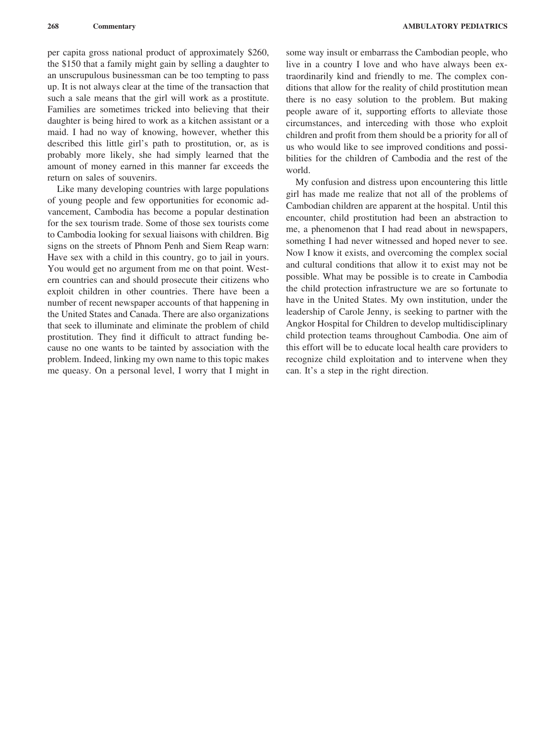per capita gross national product of approximately $260, the $150 that a family might gain by selling a daughter to an unscrupulous businessman can be too tempting to pass up. It is not always clear at the time of the transaction that such a sale means that the girl will work as a prostitute. Families are sometimes tricked into believing that their daughter is being hired to work as a kitchen assistant or a maid. I had no way of knowing, however, whether this described this little girl's path to prostitution, or, as is probably more likely, she had simply learned that the amount of money earned in this manner far exceeds the return on sales of souvenirs.

Like many developing countries with large populations of young people and few opportunities for economic advancement, Cambodia has become a popular destination for the sex tourism trade. Some of those sex tourists come to Cambodia looking for sexual liaisons with children. Big signs on the streets of Phnom Penh and Siem Reap warn: Have sex with a child in this country, go to jail in yours. You would get no argument from me on that point. Western countries can and should prosecute their citizens who exploit children in other countries. There have been a number of recent newspaper accounts of that happening in the United States and Canada. There are also organizations that seek to illuminate and eliminate the problem of child prostitution. They find it difficult to attract funding because no one wants to be tainted by association with the problem. Indeed, linking my own name to this topic makes me queasy. On a personal level, I worry that I might in some way insult or embarrass the Cambodian people, who live in a country I love and who have always been extraordinarily kind and friendly to me. The complex conditions that allow for the reality of child prostitution mean there is no easy solution to the problem. But making people aware of it, supporting efforts to alleviate those circumstances, and interceding with those who exploit children and profit from them should be a priority for all of us who would like to see improved conditions and possibilities for the children of Cambodia and the rest of the world.

My confusion and distress upon encountering this little girl has made me realize that not all of the problems of Cambodian children are apparent at the hospital. Until this encounter, child prostitution had been an abstraction to me, a phenomenon that I had read about in newspapers, something I had never witnessed and hoped never to see. Now I know it exists, and overcoming the complex social and cultural conditions that allow it to exist may not be possible. What may be possible is to create in Cambodia the child protection infrastructure we are so fortunate to have in the United States. My own institution, under the leadership of Carole Jenny, is seeking to partner with the Angkor Hospital for Children to develop multidisciplinary child protection teams throughout Cambodia. One aim of this effort will be to educate local health care providers to recognize child exploitation and to intervene when they can. It's a step in the right direction.